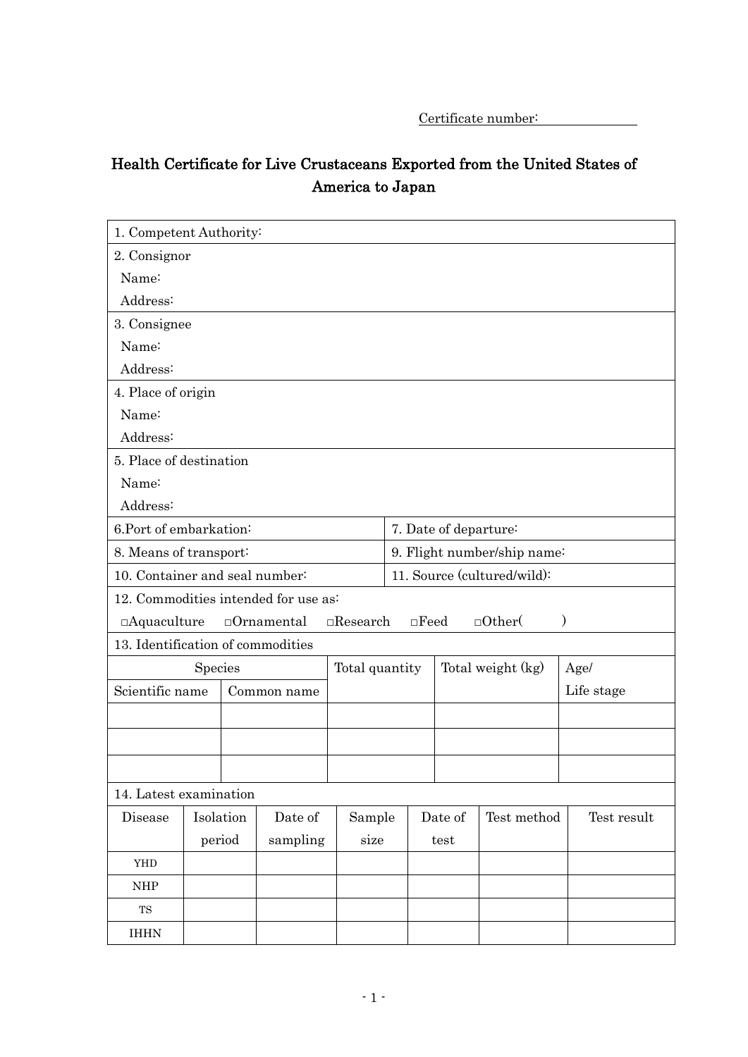Certificate number: ____________

# Health Certificate for Live Crustaceans Exported from the United States of America to Japan

| | |
|---|---|
| 1. Competent Authority: | |
| 2. Consignor<br>Name:<br>Address: | |
| 3. Consignee<br>Name:<br>Address: | |
| 4. Place of origin<br>Name:<br>Address: | |
| 5. Place of destination<br>Name:<br>Address: | |
| 6.Port of embarkation: | 7. Date of departure: |
| 8. Means of transport: | 9. Flight number/ship name: |
| 10. Container and seal number: | 11. Source (cultured/wild): |
| 12. Commodities intended for use as:<br>□Aquaculture □Ornamental □Research □Feed □Other( ) | |

13. Identification of commodities

| Species | | Total quantity | Total weight (kg) | Age/ Life stage |
|---|---|---|---|---|
| Scientific name | Common name | | | |
| | | | | |
| | | | | |
| | | | | |

14. Latest examination

| Disease | Isolation period | Date of sampling | Sample size | Date of test | Test method | Test result |
|---|---|---|---|---|---|---|
| YHD | | | | | | |
| NHP | | | | | | |
| TS | | | | | | |
| IHHN | | | | | | |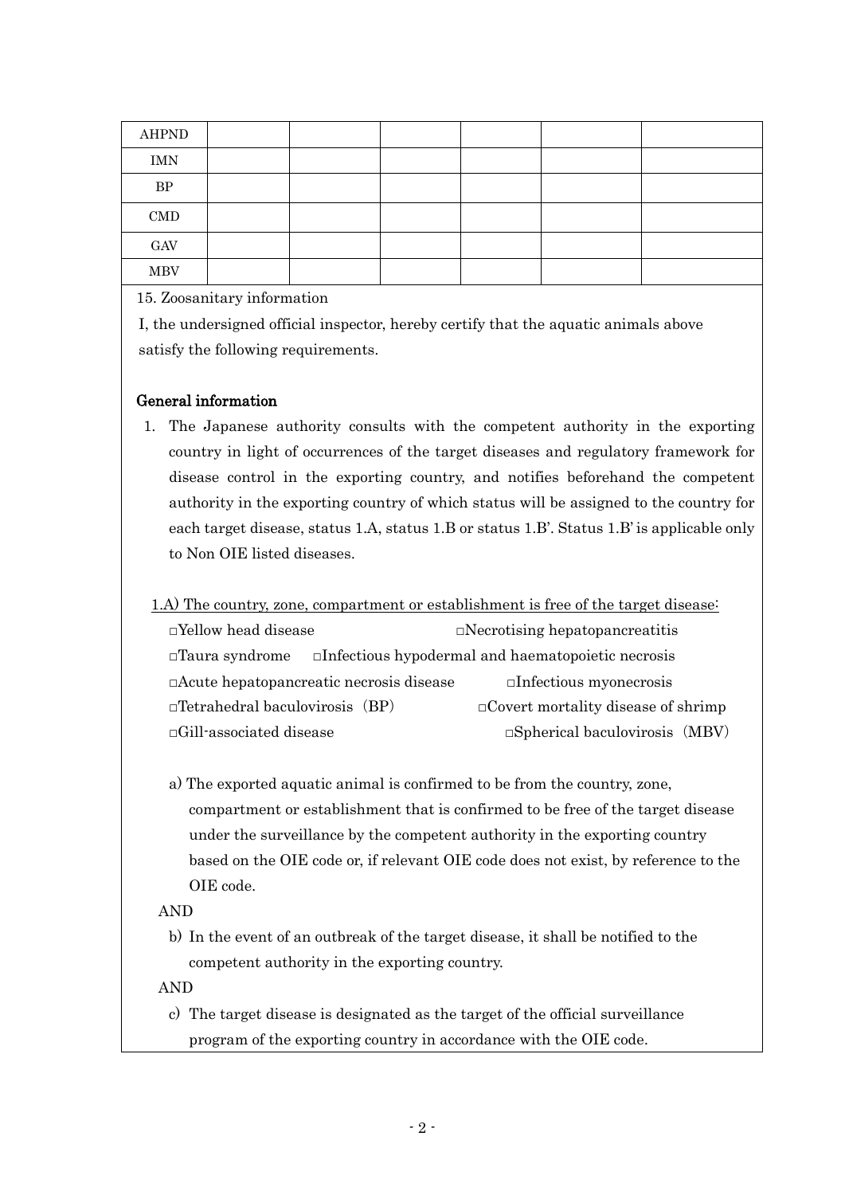| AHPND | | | | | | |
|---|---|---|---|---|---|---|
| IMN | | | | | | |
| BP | | | | | | |
| CMD | | | | | | |
| GAV | | | | | | |
| MBV | | | | | | |

15. Zoosanitary information

I, the undersigned official inspector, hereby certify that the aquatic animals above satisfy the following requirements.

**General information**

1. The Japanese authority consults with the competent authority in the exporting country in light of occurrences of the target diseases and regulatory framework for disease control in the exporting country, and notifies beforehand the competent authority in the exporting country of which status will be assigned to the country for each target disease, status 1.A, status 1.B or status 1.B'. Status 1.B' is applicable only to Non OIE listed diseases.

1.A) The country, zone, compartment or establishment is free of the target disease:

□Yellow head disease　□Necrotising hepatopancreatitis
□Taura syndrome　□Infectious hypodermal and haematopoietic necrosis
□Acute hepatopancreatic necrosis disease　□Infectious myonecrosis
□Tetrahedral baculovirosis（BP）　□Covert mortality disease of shrimp
□Gill-associated disease　□Spherical baculovirosis（MBV）

a) The exported aquatic animal is confirmed to be from the country, zone, compartment or establishment that is confirmed to be free of the target disease under the surveillance by the competent authority in the exporting country based on the OIE code or, if relevant OIE code does not exist, by reference to the OIE code.

AND

b) In the event of an outbreak of the target disease, it shall be notified to the competent authority in the exporting country.

AND

c) The target disease is designated as the target of the official surveillance program of the exporting country in accordance with the OIE code.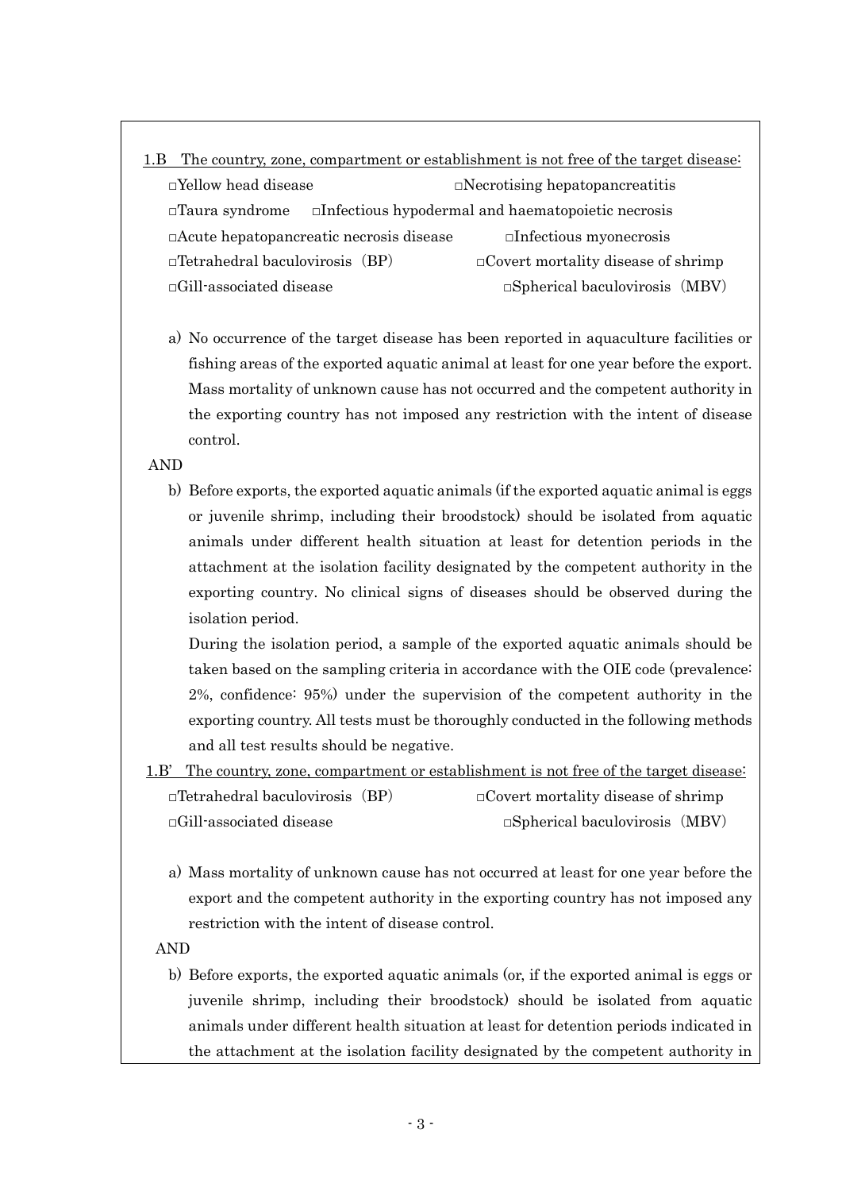<u>1.B The country, zone, compartment or establishment is not free of the target disease:</u>

□Yellow head disease □Necrotising hepatopancreatitis

□Taura syndrome □Infectious hypodermal and haematopoietic necrosis

□Acute hepatopancreatic necrosis disease □Infectious myonecrosis

□Tetrahedral baculovirosis（BP） □Covert mortality disease of shrimp

□Gill-associated disease □Spherical baculovirosis（MBV）

a) No occurrence of the target disease has been reported in aquaculture facilities or fishing areas of the exported aquatic animal at least for one year before the export. Mass mortality of unknown cause has not occurred and the competent authority in the exporting country has not imposed any restriction with the intent of disease control.

AND

b) Before exports, the exported aquatic animals (if the exported aquatic animal is eggs or juvenile shrimp, including their broodstock) should be isolated from aquatic animals under different health situation at least for detention periods in the attachment at the isolation facility designated by the competent authority in the exporting country. No clinical signs of diseases should be observed during the isolation period.

During the isolation period, a sample of the exported aquatic animals should be taken based on the sampling criteria in accordance with the OIE code (prevalence: 2%, confidence: 95%) under the supervision of the competent authority in the exporting country. All tests must be thoroughly conducted in the following methods and all test results should be negative.

<u>1.B' The country, zone, compartment or establishment is not free of the target disease:</u>

□Tetrahedral baculovirosis（BP） □Covert mortality disease of shrimp

□Gill-associated disease □Spherical baculovirosis（MBV）

a) Mass mortality of unknown cause has not occurred at least for one year before the export and the competent authority in the exporting country has not imposed any restriction with the intent of disease control.

AND

b) Before exports, the exported aquatic animals (or, if the exported animal is eggs or juvenile shrimp, including their broodstock) should be isolated from aquatic animals under different health situation at least for detention periods indicated in the attachment at the isolation facility designated by the competent authority in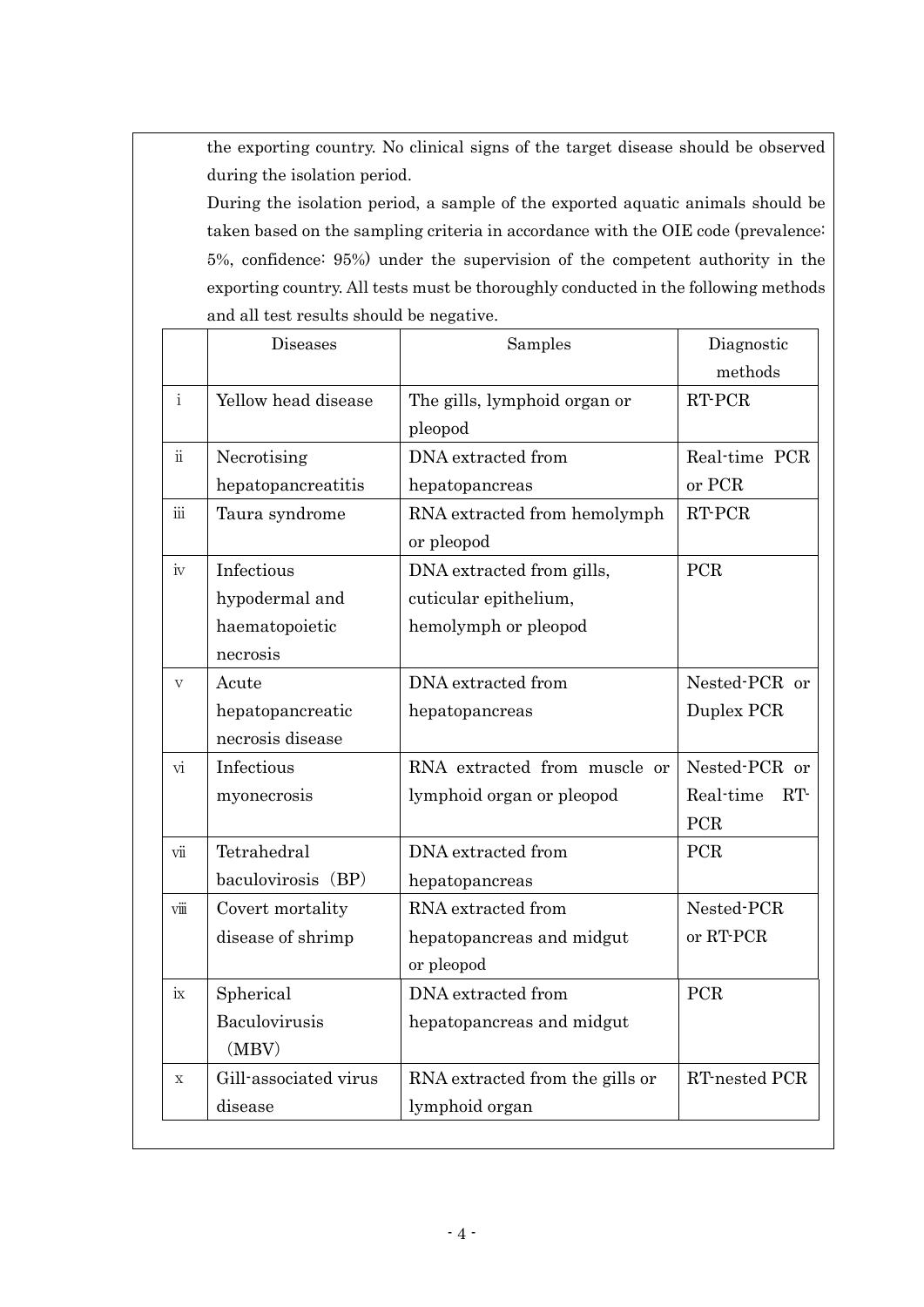the exporting country. No clinical signs of the target disease should be observed during the isolation period.

During the isolation period, a sample of the exported aquatic animals should be taken based on the sampling criteria in accordance with the OIE code (prevalence: 5%, confidence: 95%) under the supervision of the competent authority in the exporting country. All tests must be thoroughly conducted in the following methods and all test results should be negative.

| | Diseases | Samples | Diagnostic methods |
|---|---|---|---|
| i | Yellow head disease | The gills, lymphoid organ or pleopod | RT-PCR |
| ii | Necrotising hepatopancreatitis | DNA extracted from hepatopancreas | Real-time PCR or PCR |
| iii | Taura syndrome | RNA extracted from hemolymph or pleopod | RT-PCR |
| iv | Infectious hypodermal and haematopoietic necrosis | DNA extracted from gills, cuticular epithelium, hemolymph or pleopod | PCR |
| v | Acute hepatopancreatic necrosis disease | DNA extracted from hepatopancreas | Nested-PCR or Duplex PCR |
| vi | Infectious myonecrosis | RNA extracted from muscle or lymphoid organ or pleopod | Nested-PCR or Real-time RT-PCR |
| vii | Tetrahedral baculovirosis (BP) | DNA extracted from hepatopancreas | PCR |
| viii | Covert mortality disease of shrimp | RNA extracted from hepatopancreas and midgut or pleopod | Nested-PCR or RT-PCR |
| ix | Spherical Baculovirusis (MBV) | DNA extracted from hepatopancreas and midgut | PCR |
| x | Gill-associated virus disease | RNA extracted from the gills or lymphoid organ | RT-nested PCR |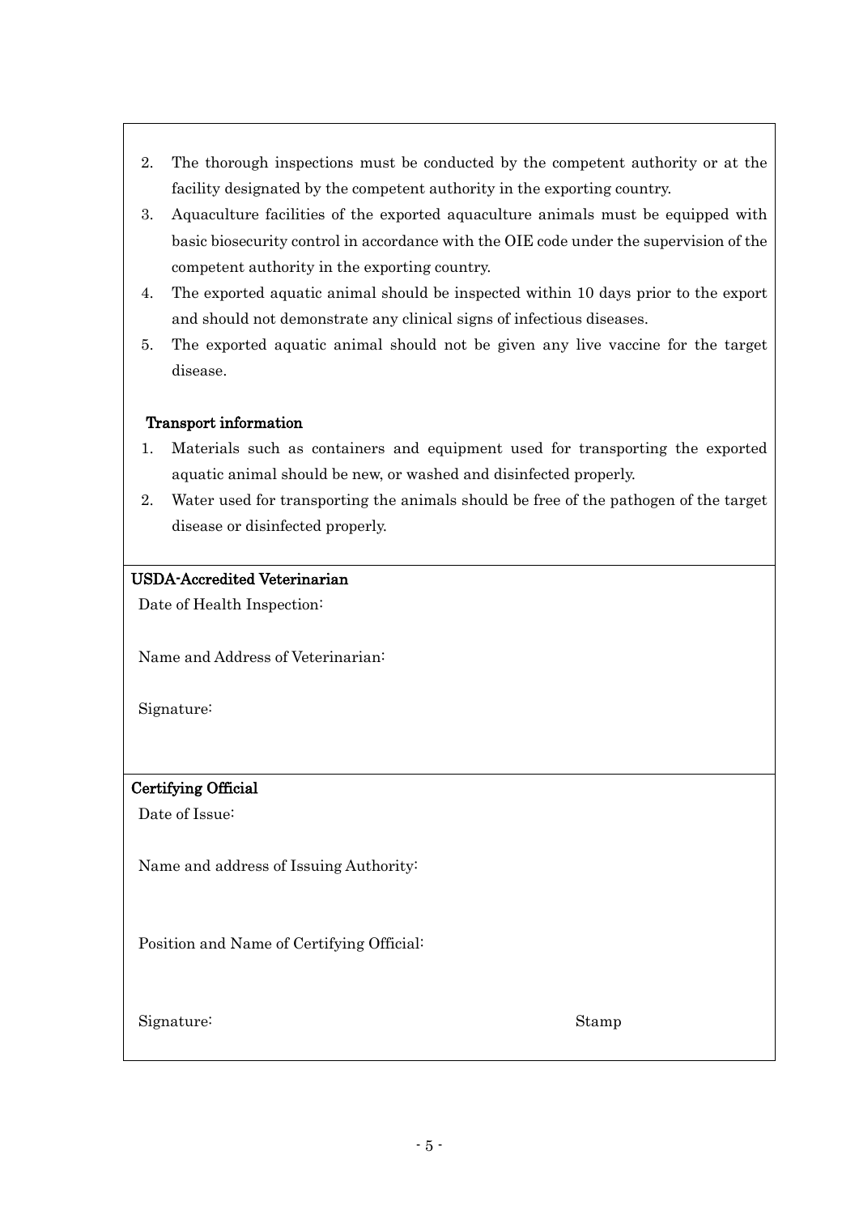2. The thorough inspections must be conducted by the competent authority or at the facility designated by the competent authority in the exporting country.
3. Aquaculture facilities of the exported aquaculture animals must be equipped with basic biosecurity control in accordance with the OIE code under the supervision of the competent authority in the exporting country.
4. The exported aquatic animal should be inspected within 10 days prior to the export and should not demonstrate any clinical signs of infectious diseases.
5. The exported aquatic animal should not be given any live vaccine for the target disease.

**Transport information**

1. Materials such as containers and equipment used for transporting the exported aquatic animal should be new, or washed and disinfected properly.
2. Water used for transporting the animals should be free of the pathogen of the target disease or disinfected properly.

**USDA-Accredited Veterinarian**

Date of Health Inspection:

Name and Address of Veterinarian:

Signature:

**Certifying Official**

Date of Issue:

Name and address of Issuing Authority:

Position and Name of Certifying Official:

Signature: Stamp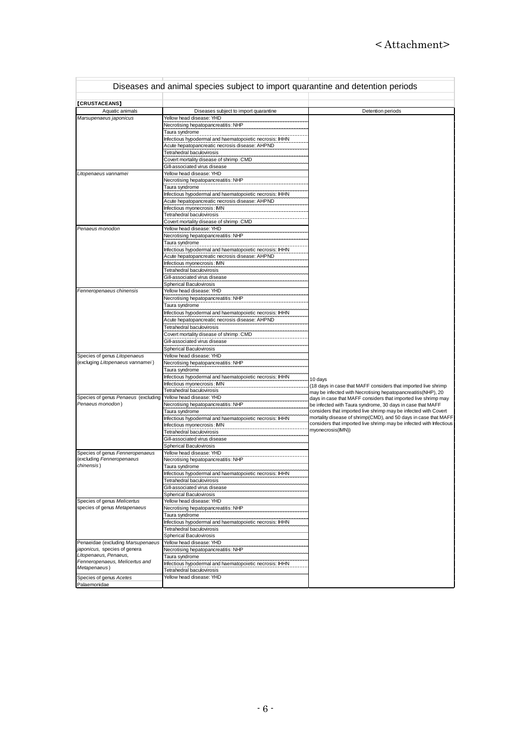<Attachment>

## Diseases and animal species subject to import quarantine and detention periods

**【CRUSTACEANS】**

| Aquatic animals | Diseases subject to import quarantine | Detention periods |
|---|---|---|
| *Marsupenaeus japonicus* | Yellow head disease: YHD | 10 days (18 days in case that MAFF considers that imported live shrimp may be infected with Necrotising hepatopancreatitis(NHP), 20 days in case that MAFF considers that imported live shrimp may be infected with Taura syndrome, 30 days in case that MAFF considers that imported live shrimp may be infected with Covert mortality disease of shrimp(CMD), and 50 days in case that MAFF considers that imported live shrimp may be infected with Infectious myonecrosis(IMN)) |
| | Necrotising hepatopancreatitis：NHP | |
| | Taura syndrome | |
| | Infectious hypodermal and haematopoietic necrosis: IHHN | |
| | Acute hepatopancreatic necrosis disease: AHPND | |
| | Tetrahedral baculovirosis | |
| | Covert mortality disease of shrimp：CMD | |
| | Gill-associated virus disease | |
| *Litopenaeus vannamei* | Yellow head disease: YHD | |
| | Necrotising hepatopancreatitis：NHP | |
| | Taura syndrome | |
| | Infectious hypodermal and haematopoietic necrosis: IHHN | |
| | Acute hepatopancreatic necrosis disease: AHPND | |
| | Infectious myonecrosis：IMN | |
| | Tetrahedral baculovirosis | |
| | Covert mortality disease of shrimp：CMD | |
| *Penaeus monodon* | Yellow head disease: YHD | |
| | Necrotising hepatopancreatitis：NHP | |
| | Taura syndrome | |
| | Infectious hypodermal and haematopoietic necrosis: IHHN | |
| | Acute hepatopancreatic necrosis disease: AHPND | |
| | Infectious myonecrosis：IMN | |
| | Tetrahedral baculovirosis | |
| | Gill-associated virus disease | |
| | Spherical Baculovirosis | |
| *Fenneropenaeus chinensis* | Yellow head disease: YHD | |
| | Necrotising hepatopancreatitis：NHP | |
| | Taura syndrome | |
| | Infectious hypodermal and haematopoietic necrosis: IHHN | |
| | Acute hepatopancreatic necrosis disease: AHPND | |
| | Tetrahedral baculovirosis | |
| | Covert mortality disease of shrimp：CMD | |
| | Gill-associated virus disease | |
| | Spherical Baculovirosis | |
| Species of genus *Litopenaeus* (excluding *Litopenaeus vannamei*) | Yellow head disease: YHD | |
| | Necrotising hepatopancreatitis：NHP | |
| | Taura syndrome | |
| | Infectious hypodermal and haematopoietic necrosis: IHHN | |
| | Infectious myonecrosis：IMN | |
| | Tetrahedral baculovirosis | |
| Species of genus *Penaeus* (excluding *Penaeus monodon*) | Yellow head disease: YHD | |
| | Necrotising hepatopancreatitis：NHP | |
| | Taura syndrome | |
| | Infectious hypodermal and haematopoietic necrosis: IHHN | |
| | Infectious myonecrosis：IMN | |
| | Tetrahedral baculovirosis | |
| | Gill-associated virus disease | |
| | Spherical Baculovirosis | |
| Species of genus *Fenneropenaeus* (excluding *Fenneropenaeus chinensis*) | Yellow head disease: YHD | |
| | Necrotising hepatopancreatitis：NHP | |
| | Taura syndrome | |
| | Infectious hypodermal and haematopoietic necrosis: IHHN | |
| | Tetrahedral baculovirosis | |
| | Gill-associated virus disease | |
| | Spherical Baculovirosis | |
| Species of genus *Melicertus* species of genus *Metapenaeus* | Yellow head disease: YHD | |
| | Necrotising hepatopancreatitis：NHP | |
| | Taura syndrome | |
| | Infectious hypodermal and haematopoietic necrosis: IHHN | |
| | Tetrahedral baculovirosis | |
| | Spherical Baculovirosis | |
| Penaeidae (excluding *Marsupenaeus japonicus*, species of genera *Litopenaeus, Penaeus, Fenneropenaeus, Melicertus* and *Metapenaeus*) | Yellow head disease: YHD | |
| | Necrotising hepatopancreatitis：NHP | |
| | Taura syndrome | |
| | Infectious hypodermal and haematopoietic necrosis: IHHN | |
| | Tetrahedral baculovirosis | |
| Species of genus *Acetes* | Yellow head disease: YHD | |
| Palaemonidae | | |